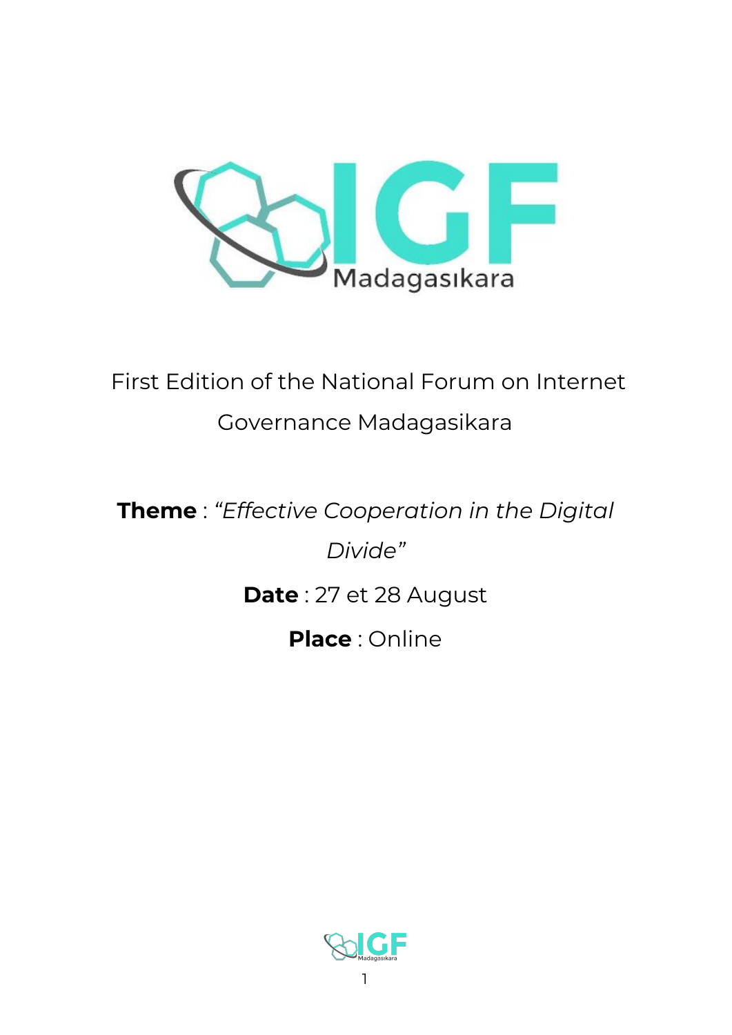First Edition of the National Forum on Internet Governance Madagasikara

**Theme** : *"Effective Cooperation in the Digital Divide"*

**Date** : 27 et 28 August

**Place** : Online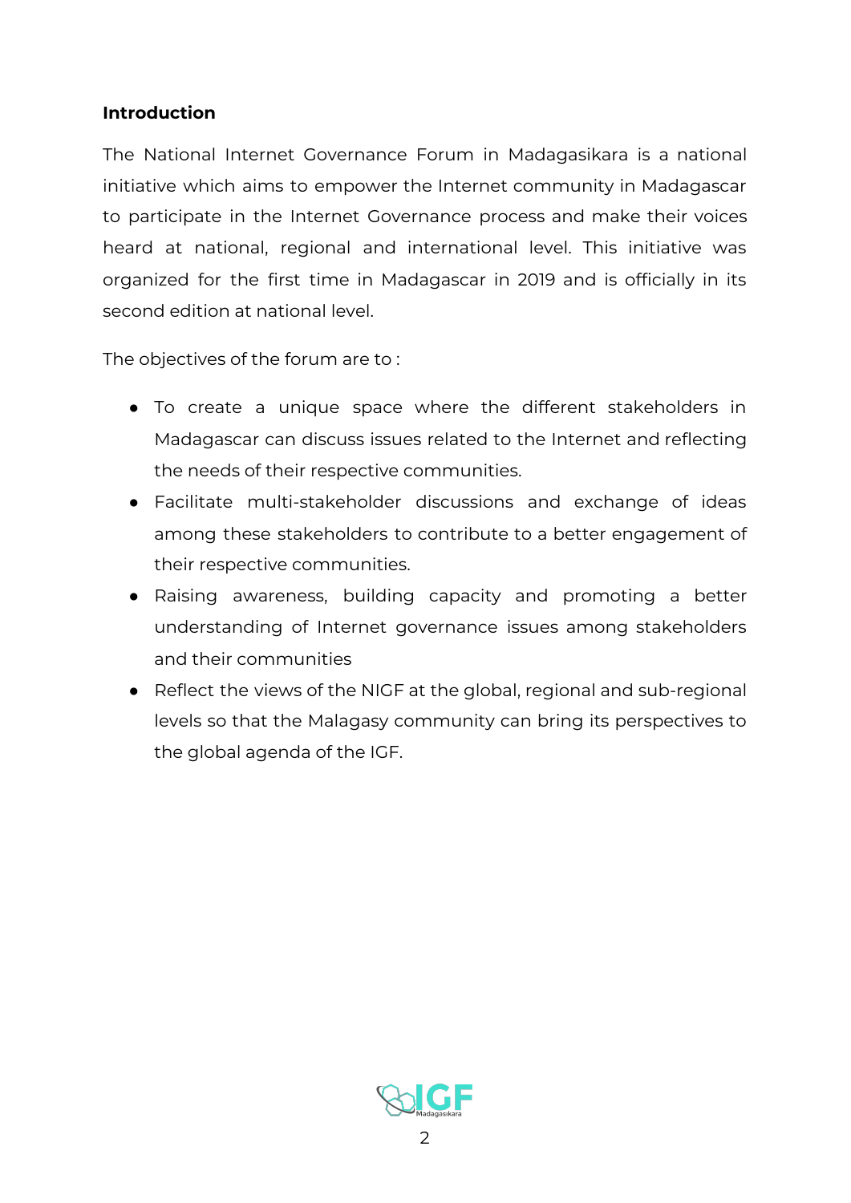**Introduction**

The National Internet Governance Forum in Madagasikara is a national initiative which aims to empower the Internet community in Madagascar to participate in the Internet Governance process and make their voices heard at national, regional and international level. This initiative was organized for the first time in Madagascar in 2019 and is officially in its second edition at national level.

The objectives of the forum are to :

- To create a unique space where the different stakeholders in Madagascar can discuss issues related to the Internet and reflecting the needs of their respective communities.
- Facilitate multi-stakeholder discussions and exchange of ideas among these stakeholders to contribute to a better engagement of their respective communities.
- Raising awareness, building capacity and promoting a better understanding of Internet governance issues among stakeholders and their communities
- Reflect the views of the NIGF at the global, regional and sub-regional levels so that the Malagasy community can bring its perspectives to the global agenda of the IGF.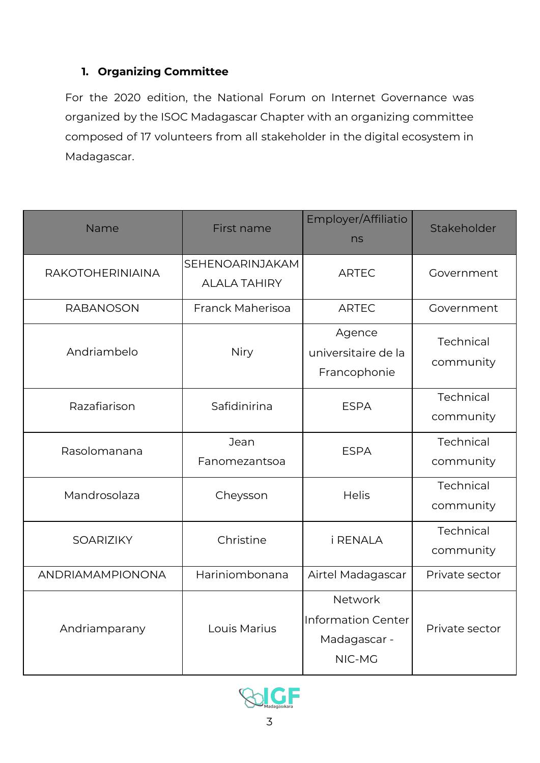1. **Organizing Committee**

For the 2020 edition, the National Forum on Internet Governance was organized by the ISOC Madagascar Chapter with an organizing committee composed of 17 volunteers from all stakeholder in the digital ecosystem in Madagascar.

| Name | First name | Employer/Affiliations | Stakeholder |
|---|---|---|---|
| RAKOTOHERINIAINA | SEHENOARINJAKAM ALALA TAHIRY | ARTEC | Government |
| RABANOSON | Franck Maherisoa | ARTEC | Government |
| Andriambelo | Niry | Agence universitaire de la Francophonie | Technical community |
| Razafiarison | Safidinirina | ESPA | Technical community |
| Rasolomanana | Jean Fanomezantsoa | ESPA | Technical community |
| Mandrosolaza | Cheysson | Helis | Technical community |
| SOARIZIKY | Christine | i RENALA | Technical community |
| ANDRIAMAMPIONONA | Hariniombonana | Airtel Madagascar | Private sector |
| Andriamparany | Louis Marius | Network Information Center Madagascar - NIC-MG | Private sector |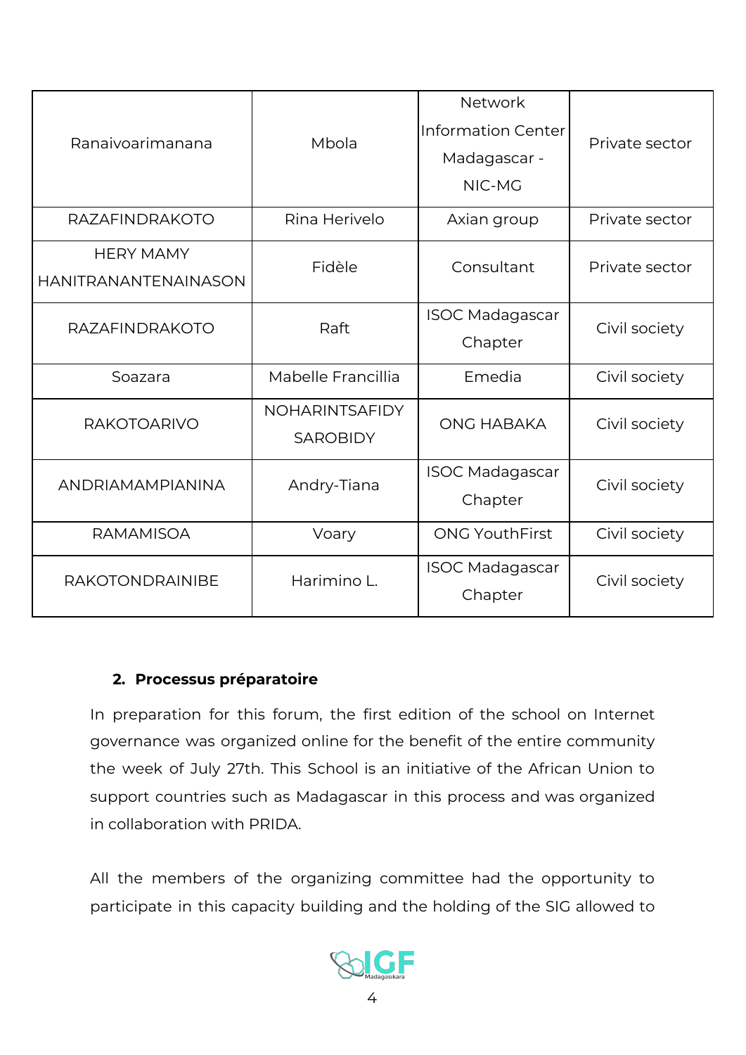| | | | |
|---|---|---|---|
| Ranaivoarimanana | Mbola | Network Information Center Madagascar - NIC-MG | Private sector |
| RAZAFINDRAKOTO | Rina Herivelo | Axian group | Private sector |
| HERY MAMY HANITRANANTENAINASON | Fidèle | Consultant | Private sector |
| RAZAFINDRAKOTO | Raft | ISOC Madagascar Chapter | Civil society |
| Soazara | Mabelle Francillia | Emedia | Civil society |
| RAKOTOARIVO | NOHARINTSAFIDY SAROBIDY | ONG HABAKA | Civil society |
| ANDRIAMAMPIANINA | Andry-Tiana | ISOC Madagascar Chapter | Civil society |
| RAMAMISOA | Voary | ONG YouthFirst | Civil society |
| RAKOTONDRAINIBE | Harimino L. | ISOC Madagascar Chapter | Civil society |

### 2. Processus préparatoire

In preparation for this forum, the first edition of the school on Internet governance was organized online for the benefit of the entire community the week of July 27th. This School is an initiative of the African Union to support countries such as Madagascar in this process and was organized in collaboration with PRIDA.

All the members of the organizing committee had the opportunity to participate in this capacity building and the holding of the SIG allowed to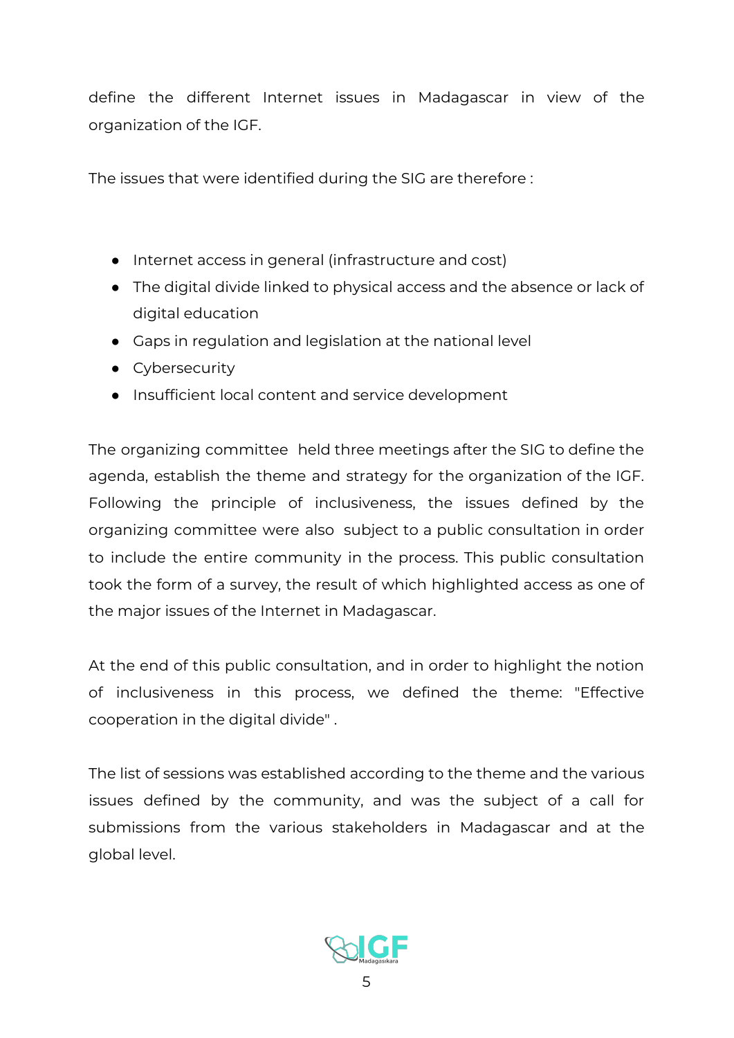define the different Internet issues in Madagascar in view of the organization of the IGF.

The issues that were identified during the SIG are therefore :

- Internet access in general (infrastructure and cost)
- The digital divide linked to physical access and the absence or lack of digital education
- Gaps in regulation and legislation at the national level
- Cybersecurity
- Insufficient local content and service development

The organizing committee held three meetings after the SIG to define the agenda, establish the theme and strategy for the organization of the IGF. Following the principle of inclusiveness, the issues defined by the organizing committee were also subject to a public consultation in order to include the entire community in the process. This public consultation took the form of a survey, the result of which highlighted access as one of the major issues of the Internet in Madagascar.

At the end of this public consultation, and in order to highlight the notion of inclusiveness in this process, we defined the theme: "Effective cooperation in the digital divide" .

The list of sessions was established according to the theme and the various issues defined by the community, and was the subject of a call for submissions from the various stakeholders in Madagascar and at the global level.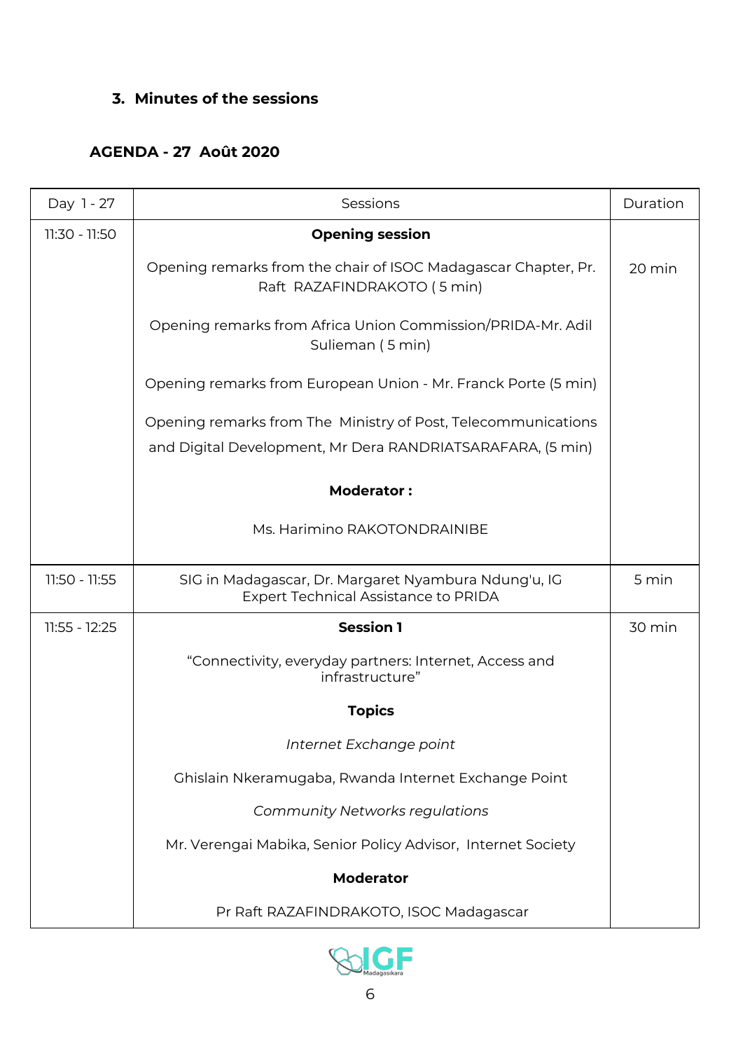### 3. Minutes of the sessions

**AGENDA - 27 Août 2020**

| Day 1 - 27 | Sessions | Duration |
|---|---|---|
| 11:30 - 11:50 | **Opening session**<br><br>Opening remarks from the chair of ISOC Madagascar Chapter, Pr. Raft RAZAFINDRAKOTO ( 5 min)<br><br>Opening remarks from Africa Union Commission/PRIDA-Mr. Adil Sulieman ( 5 min)<br><br>Opening remarks from European Union - Mr. Franck Porte (5 min)<br><br>Opening remarks from The Ministry of Post, Telecommunications and Digital Development, Mr Dera RANDRIATSARAFARA, (5 min)<br><br>**Moderator :**<br><br>Ms. Harimino RAKOTONDRAINIBE | 20 min |
| 11:50 - 11:55 | SIG in Madagascar, Dr. Margaret Nyambura Ndung'u, IG Expert Technical Assistance to PRIDA | 5 min |
| 11:55 - 12:25 | **Session 1**<br><br>"Connectivity, everyday partners: Internet, Access and infrastructure"<br><br>**Topics**<br><br>*Internet Exchange point*<br><br>Ghislain Nkeramugaba, Rwanda Internet Exchange Point<br><br>*Community Networks regulations*<br><br>Mr. Verengai Mabika, Senior Policy Advisor, Internet Society<br><br>**Moderator**<br><br>Pr Raft RAZAFINDRAKOTO, ISOC Madagascar | 30 min |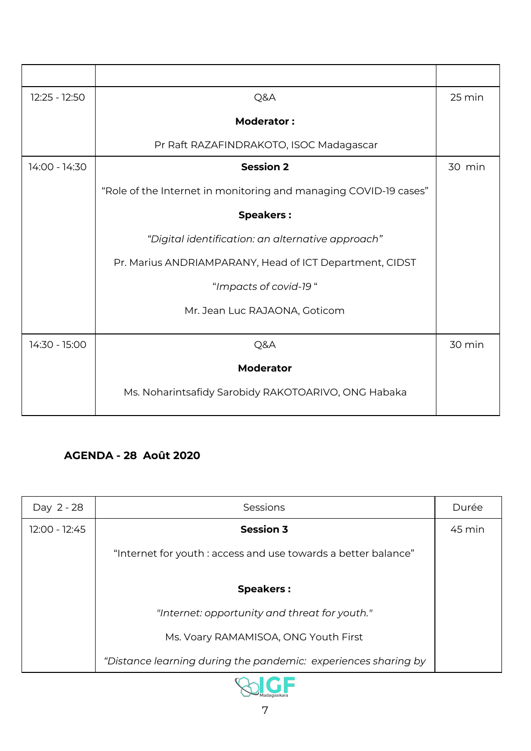| | | |
|---|---|---|
| 12:25 - 12:50 | Q&A<br>**Moderator :**<br>Pr Raft RAZAFINDRAKOTO, ISOC Madagascar | 25 min |
| 14:00 - 14:30 | **Session 2**<br>“Role of the Internet in monitoring and managing COVID-19 cases”<br>**Speakers :**<br>*“Digital identification: an alternative approach”*<br>Pr. Marius ANDRIAMPARANY, Head of ICT Department, CIDST<br>*“Impacts of covid-19 “*<br>Mr. Jean Luc RAJAONA, Goticom | 30 min |
| 14:30 - 15:00 | Q&A<br>**Moderator**<br>Ms. Noharintsafidy Sarobidy RAKOTOARIVO, ONG Habaka | 30 min |

**AGENDA - 28 Août 2020**

| Day 2 - 28 | Sessions | Durée |
|---|---|---|
| 12:00 - 12:45 | **Session 3**<br>“Internet for youth : access and use towards a better balance”<br>**Speakers :**<br>*"Internet: opportunity and threat for youth."*<br>Ms. Voary RAMAMISOA, ONG Youth First<br>*“Distance learning during the pandemic: experiences sharing by* | 45 min |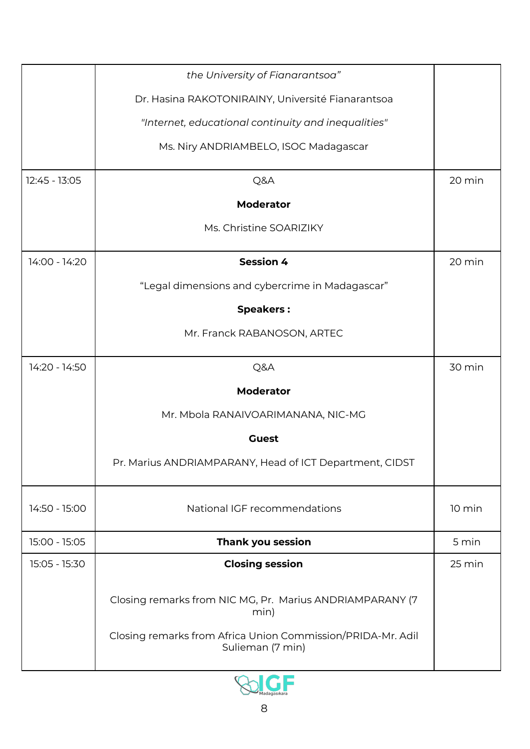| | | |
|---|---|---|
| | *the University of Fianarantsoa"*<br>Dr. Hasina RAKOTONIRAINY, Université Fianarantsoa<br>*"Internet, educational continuity and inequalities"*<br>Ms. Niry ANDRIAMBELO, ISOC Madagascar | |
| 12:45 - 13:05 | Q&A<br>**Moderator**<br>Ms. Christine SOARIZIKY | 20 min |
| 14:00 - 14:20 | **Session 4**<br>"Legal dimensions and cybercrime in Madagascar"<br>**Speakers :**<br>Mr. Franck RABANOSON, ARTEC | 20 min |
| 14:20 - 14:50 | Q&A<br>**Moderator**<br>Mr. Mbola RANAIVOARIMANANA, NIC-MG<br>**Guest**<br>Pr. Marius ANDRIAMPARANY, Head of ICT Department, CIDST | 30 min |
| 14:50 - 15:00 | National IGF recommendations | 10 min |
| 15:00 - 15:05 | **Thank you session** | 5 min |
| 15:05 - 15:30 | **Closing session**<br>Closing remarks from NIC MG, Pr. Marius ANDRIAMPARANY (7 min)<br>Closing remarks from Africa Union Commission/PRIDA-Mr. Adil Sulieman (7 min) | 25 min |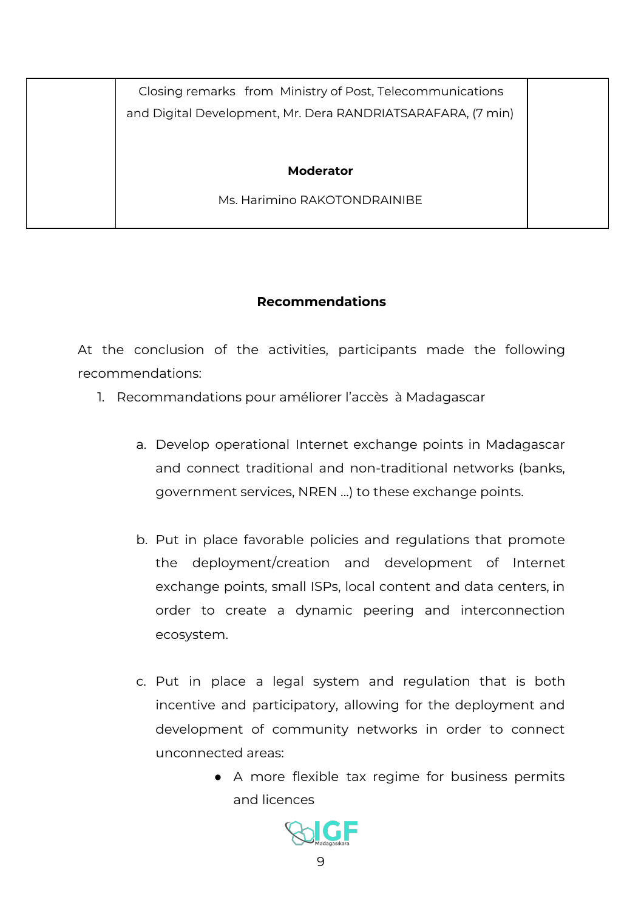| | Closing remarks from Ministry of Post, Telecommunications and Digital Development, Mr. Dera RANDRIATSARAFARA, (7 min)<br><br>**Moderator**<br><br>Ms. Harimino RAKOTONDRAINIBE | |
|---|---|---|

## Recommendations

At the conclusion of the activities, participants made the following recommendations:

1. Recommandations pour améliorer l'accès à Madagascar

    a. Develop operational Internet exchange points in Madagascar and connect traditional and non-traditional networks (banks, government services, NREN ...) to these exchange points.

    b. Put in place favorable policies and regulations that promote the deployment/creation and development of Internet exchange points, small ISPs, local content and data centers, in order to create a dynamic peering and interconnection ecosystem.

    c. Put in place a legal system and regulation that is both incentive and participatory, allowing for the deployment and development of community networks in order to connect unconnected areas:

        - A more flexible tax regime for business permits and licences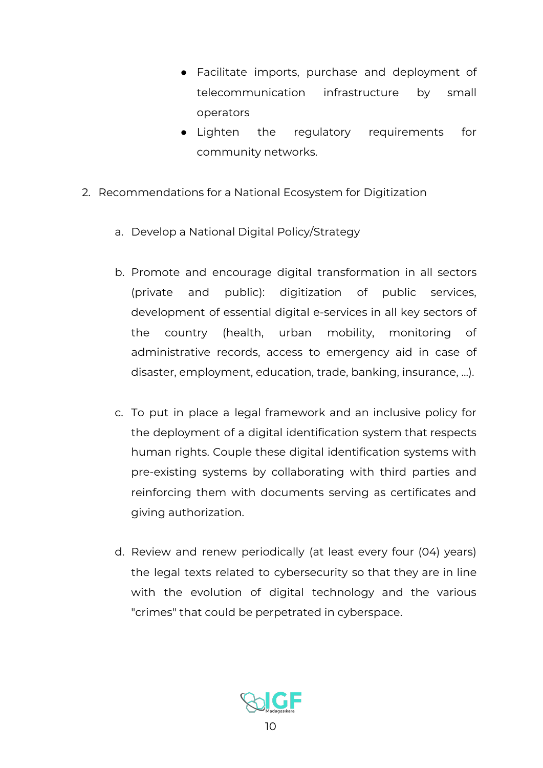- Facilitate imports, purchase and deployment of telecommunication infrastructure by small operators
- Lighten the regulatory requirements for community networks.

2. Recommendations for a National Ecosystem for Digitization

   a. Develop a National Digital Policy/Strategy

   b. Promote and encourage digital transformation in all sectors (private and public): digitization of public services, development of essential digital e-services in all key sectors of the country (health, urban mobility, monitoring of administrative records, access to emergency aid in case of disaster, employment, education, trade, banking, insurance, ...).

   c. To put in place a legal framework and an inclusive policy for the deployment of a digital identification system that respects human rights. Couple these digital identification systems with pre-existing systems by collaborating with third parties and reinforcing them with documents serving as certificates and giving authorization.

   d. Review and renew periodically (at least every four (04) years) the legal texts related to cybersecurity so that they are in line with the evolution of digital technology and the various "crimes" that could be perpetrated in cyberspace.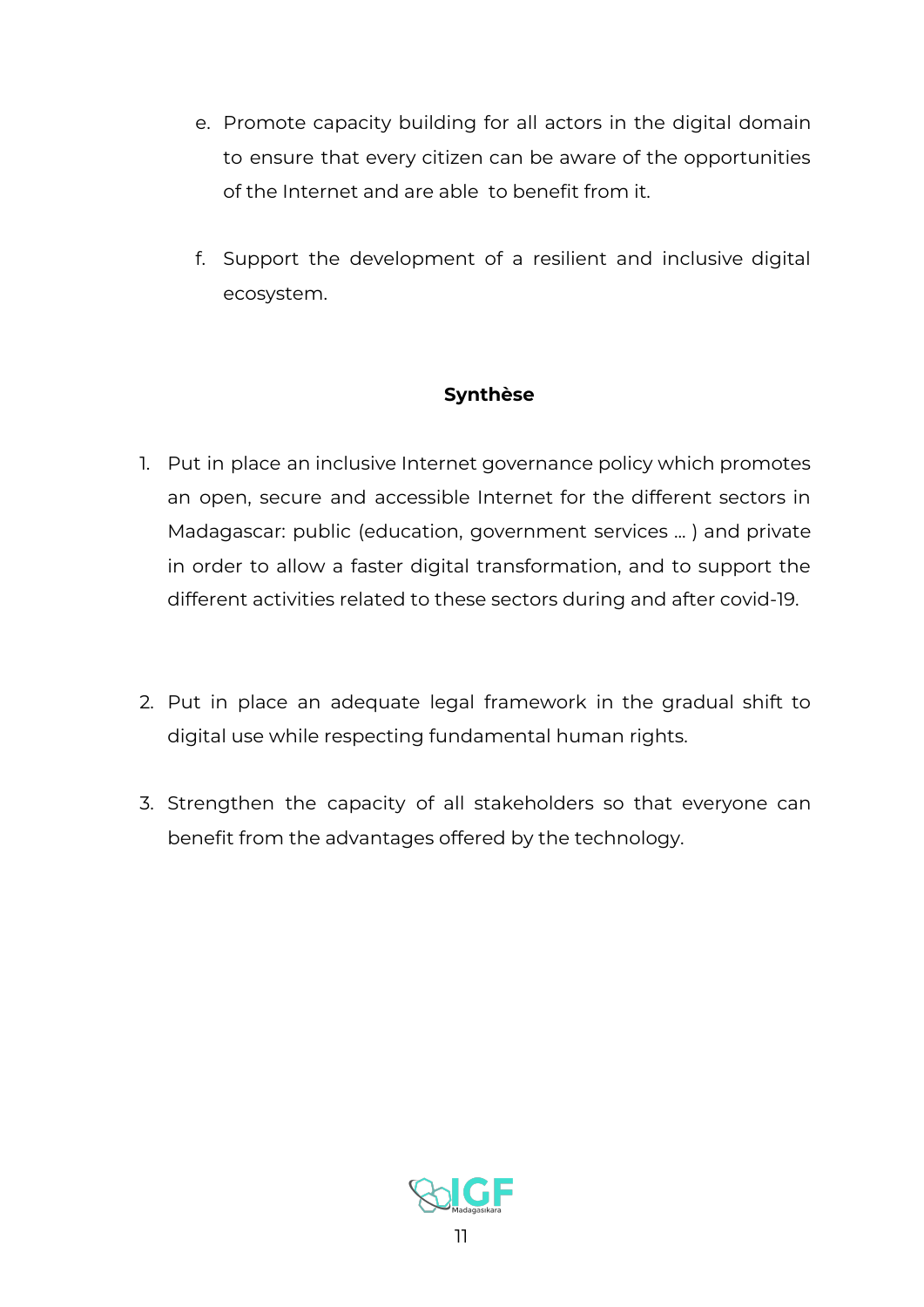e. Promote capacity building for all actors in the digital domain to ensure that every citizen can be aware of the opportunities of the Internet and are able to benefit from it.

f. Support the development of a resilient and inclusive digital ecosystem.

**Synthèse**

1. Put in place an inclusive Internet governance policy which promotes an open, secure and accessible Internet for the different sectors in Madagascar: public (education, government services … ) and private in order to allow a faster digital transformation, and to support the different activities related to these sectors during and after covid-19.

2. Put in place an adequate legal framework in the gradual shift to digital use while respecting fundamental human rights.

3. Strengthen the capacity of all stakeholders so that everyone can benefit from the advantages offered by the technology.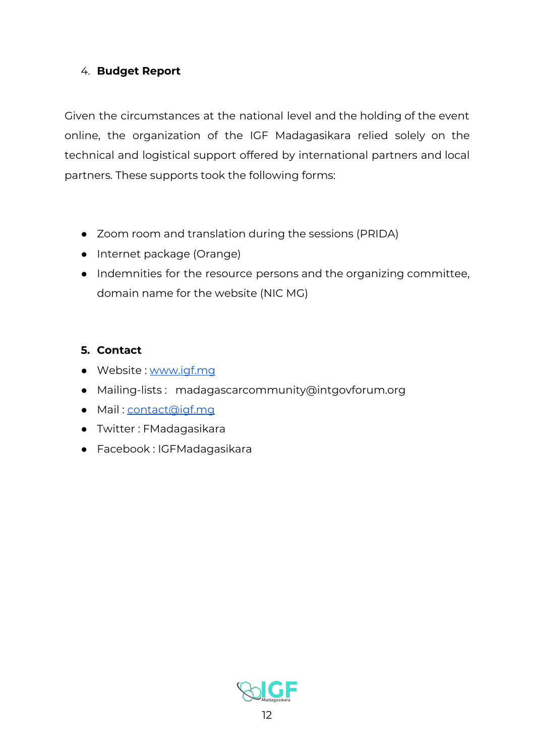## 4. **Budget Report**

Given the circumstances at the national level and the holding of the event online, the organization of the IGF Madagasikara relied solely on the technical and logistical support offered by international partners and local partners. These supports took the following forms:

- Zoom room and translation during the sessions (PRIDA)
- Internet package (Orange)
- Indemnities for the resource persons and the organizing committee, domain name for the website (NIC MG)

## 5. **Contact**

- Website : www.igf.mg
- Mailing-lists : madagascarcommunity@intgovforum.org
- Mail : contact@igf.mg
- Twitter : FMadagasikara
- Facebook : IGFMadagasikara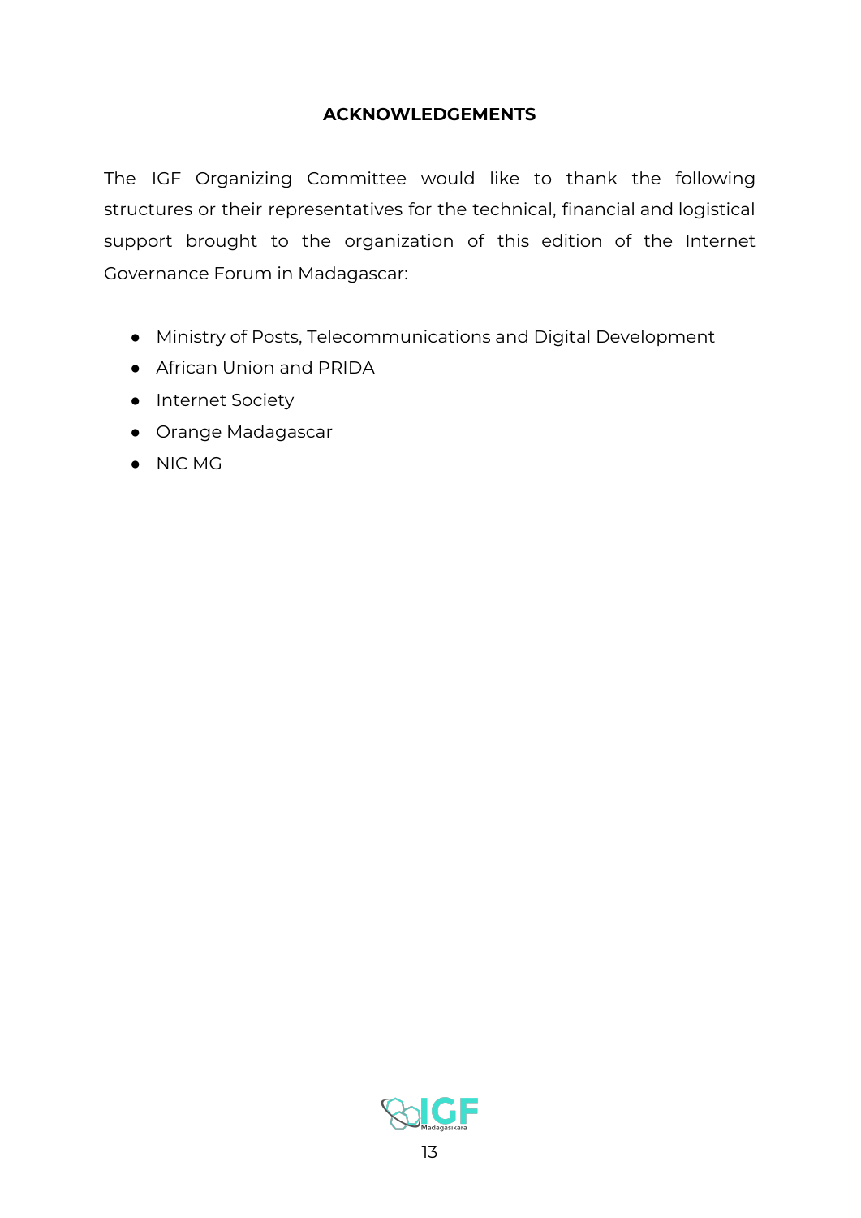## ACKNOWLEDGEMENTS

The IGF Organizing Committee would like to thank the following structures or their representatives for the technical, financial and logistical support brought to the organization of this edition of the Internet Governance Forum in Madagascar:

- Ministry of Posts, Telecommunications and Digital Development
- African Union and PRIDA
- Internet Society
- Orange Madagascar
- NIC MG